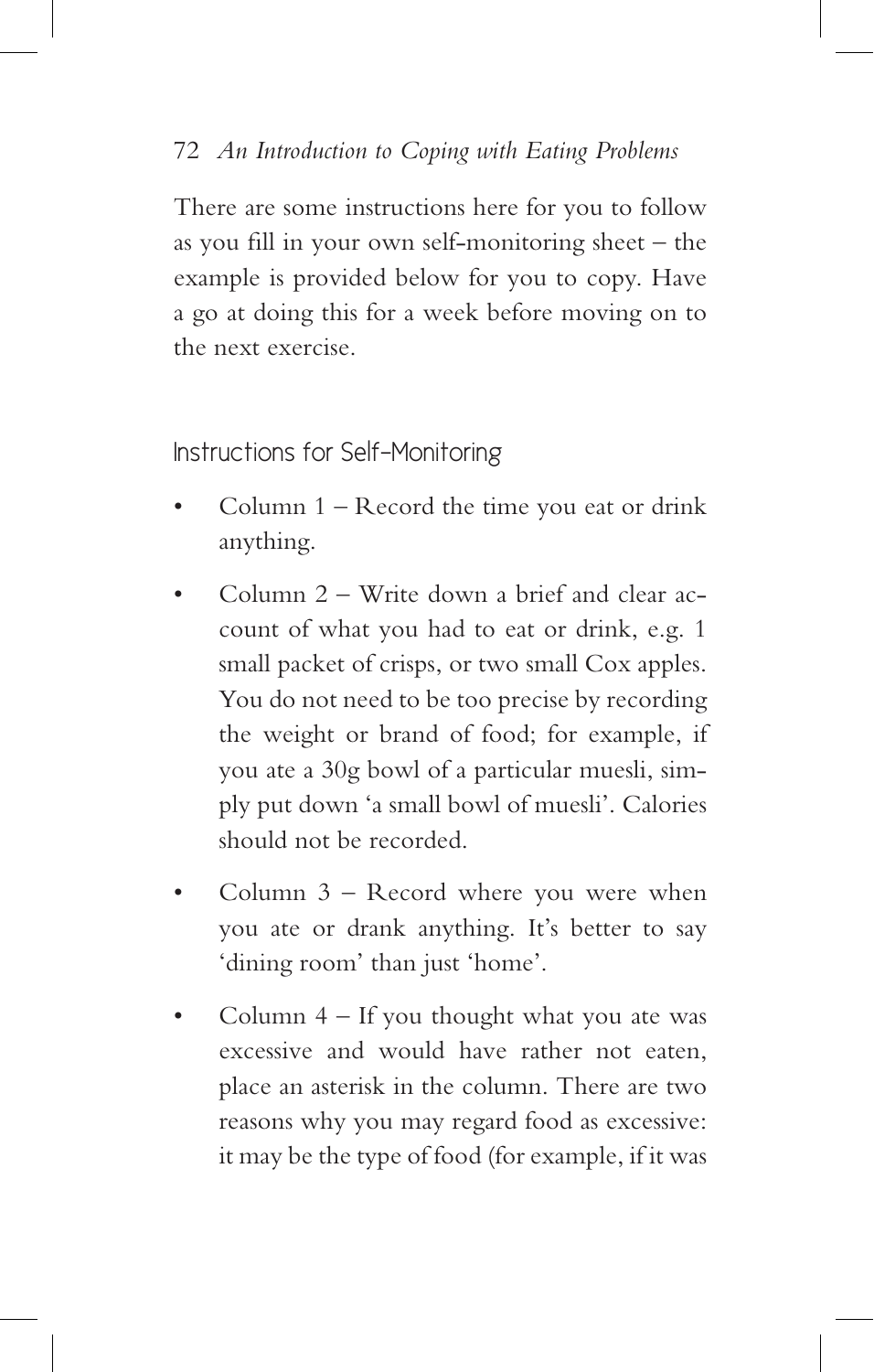There are some instructions here for you to follow as you fill in your own self-monitoring sheet – the example is provided below for you to copy. Have a go at doing this for a week before moving on to the next exercise.

## Instructions for Self-Monitoring

- Column 1 – Record the time you eat or drink anything.
- Column 2 – Write down a brief and clear account of what you had to eat or drink, e.g. 1 small packet of crisps, or two small Cox apples. You do not need to be too precise by recording the weight or brand of food; for example, if you ate a 30g bowl of a particular muesli, simply put down 'a small bowl of muesli'. Calories should not be recorded.
- Column 3 – Record where you were when you ate or drank anything. It's better to say 'dining room' than just 'home'.
- Column 4 – If you thought what you ate was excessive and would have rather not eaten, place an asterisk in the column. There are two reasons why you may regard food as excessive: it may be the type of food (for example, if it was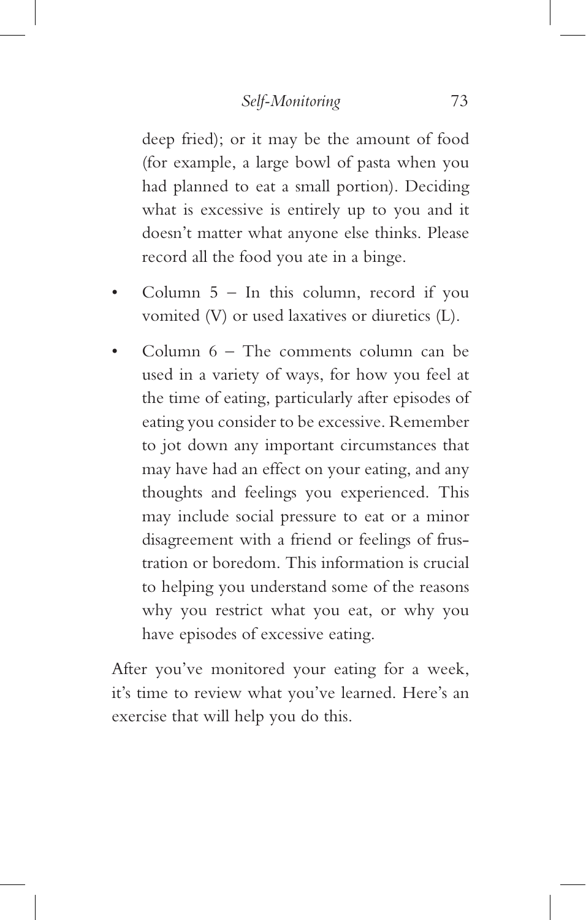deep fried); or it may be the amount of food (for example, a large bowl of pasta when you had planned to eat a small portion). Deciding what is excessive is entirely up to you and it doesn't matter what anyone else thinks. Please record all the food you ate in a binge.

- Column 5 – In this column, record if you vomited (V) or used laxatives or diuretics (L).
- Column 6 – The comments column can be used in a variety of ways, for how you feel at the time of eating, particularly after episodes of eating you consider to be excessive. Remember to jot down any important circumstances that may have had an effect on your eating, and any thoughts and feelings you experienced. This may include social pressure to eat or a minor disagreement with a friend or feelings of frustration or boredom. This information is crucial to helping you understand some of the reasons why you restrict what you eat, or why you have episodes of excessive eating.

After you've monitored your eating for a week, it's time to review what you've learned. Here's an exercise that will help you do this.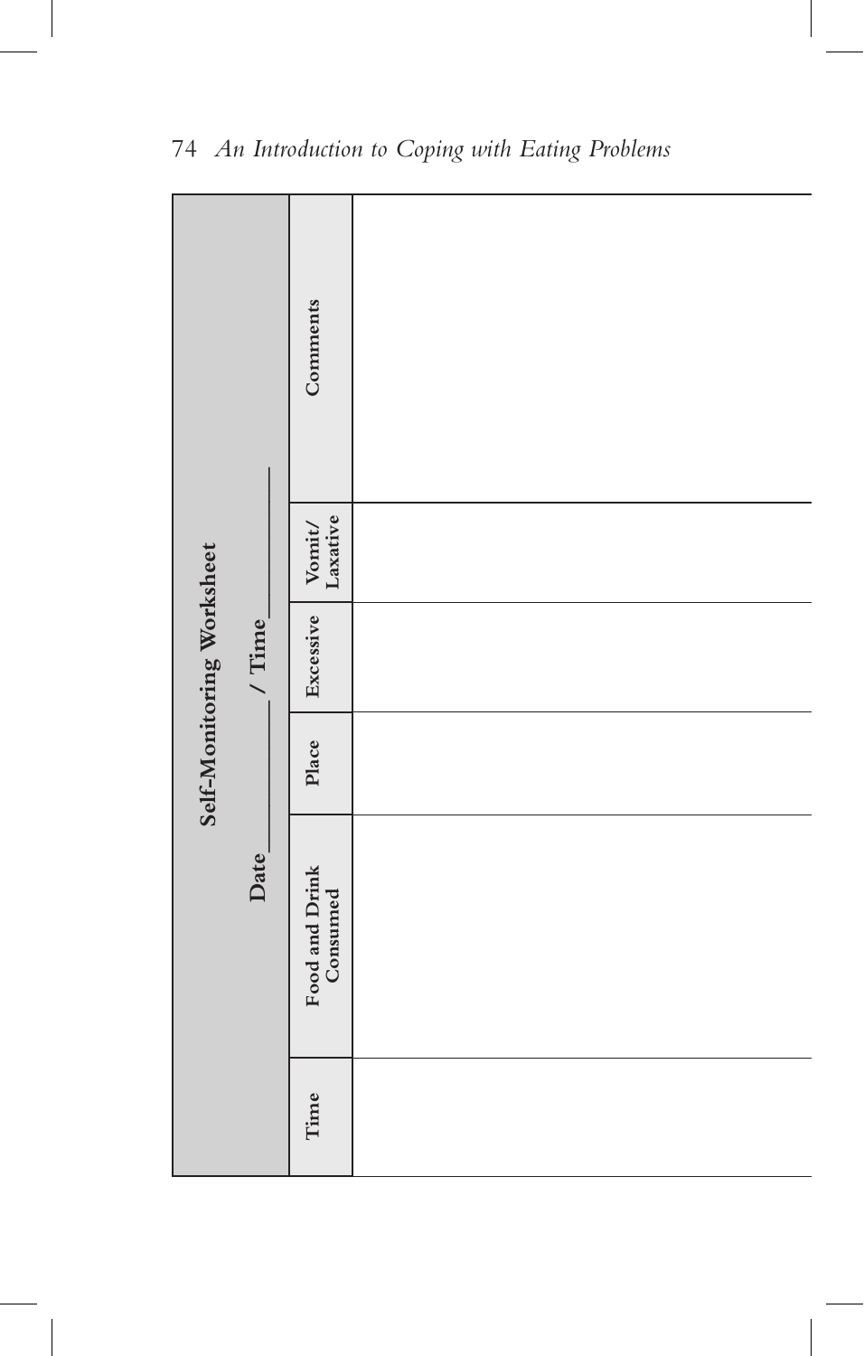## Self-Monitoring Worksheet

Date ________ / Time ________

| Time | Food and Drink Consumed | Place | Excessive | Vomit/ Laxative | Comments |
| --- | --- | --- | --- | --- | --- |
| | | | | | |